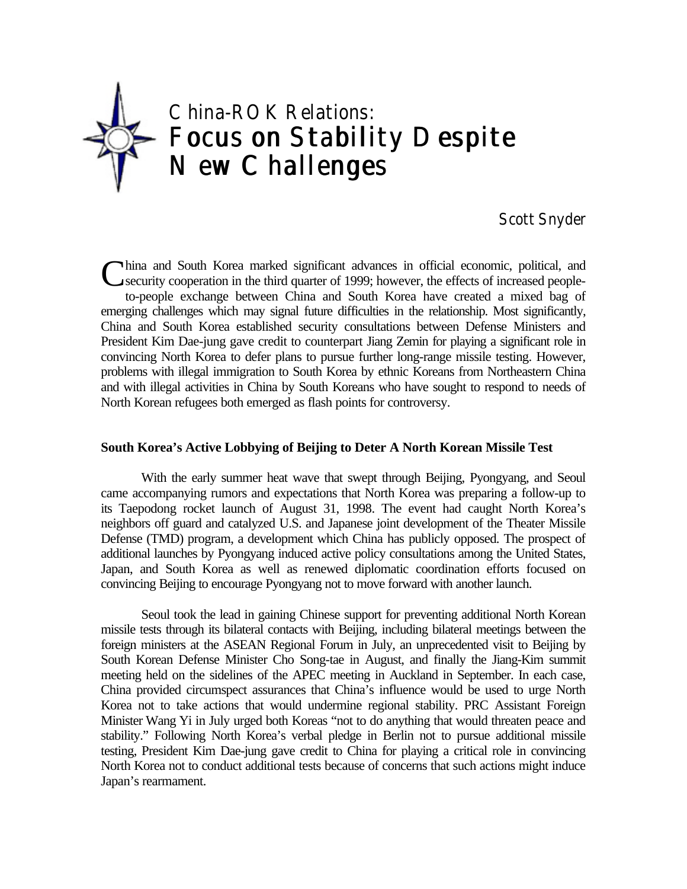# China-ROK Relations:
# Focus on Stability Despite New Challenges

Scott Snyder

China and South Korea marked significant advances in official economic, political, and security cooperation in the third quarter of 1999; however, the effects of increased people-to-people exchange between China and South Korea have created a mixed bag of emerging challenges which may signal future difficulties in the relationship. Most significantly, China and South Korea established security consultations between Defense Ministers and President Kim Dae-jung gave credit to counterpart Jiang Zemin for playing a significant role in convincing North Korea to defer plans to pursue further long-range missile testing. However, problems with illegal immigration to South Korea by ethnic Koreans from Northeastern China and with illegal activities in China by South Koreans who have sought to respond to needs of North Korean refugees both emerged as flash points for controversy.

**South Korea's Active Lobbying of Beijing to Deter A North Korean Missile Test**

With the early summer heat wave that swept through Beijing, Pyongyang, and Seoul came accompanying rumors and expectations that North Korea was preparing a follow-up to its Taepodong rocket launch of August 31, 1998. The event had caught North Korea's neighbors off guard and catalyzed U.S. and Japanese joint development of the Theater Missile Defense (TMD) program, a development which China has publicly opposed. The prospect of additional launches by Pyongyang induced active policy consultations among the United States, Japan, and South Korea as well as renewed diplomatic coordination efforts focused on convincing Beijing to encourage Pyongyang not to move forward with another launch.

Seoul took the lead in gaining Chinese support for preventing additional North Korean missile tests through its bilateral contacts with Beijing, including bilateral meetings between the foreign ministers at the ASEAN Regional Forum in July, an unprecedented visit to Beijing by South Korean Defense Minister Cho Song-tae in August, and finally the Jiang-Kim summit meeting held on the sidelines of the APEC meeting in Auckland in September. In each case, China provided circumspect assurances that China's influence would be used to urge North Korea not to take actions that would undermine regional stability. PRC Assistant Foreign Minister Wang Yi in July urged both Koreas "not to do anything that would threaten peace and stability." Following North Korea's verbal pledge in Berlin not to pursue additional missile testing, President Kim Dae-jung gave credit to China for playing a critical role in convincing North Korea not to conduct additional tests because of concerns that such actions might induce Japan's rearmament.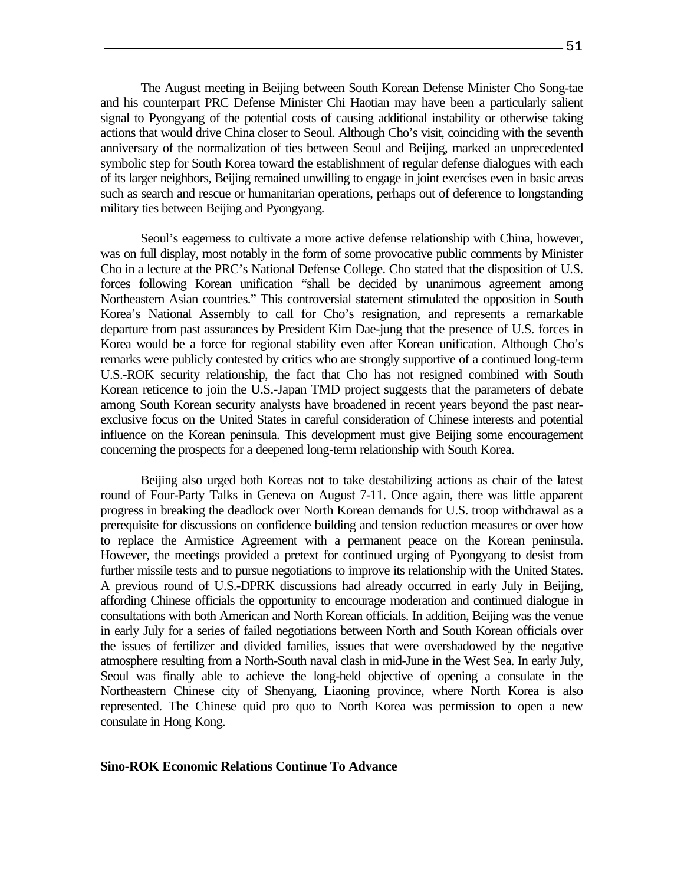The August meeting in Beijing between South Korean Defense Minister Cho Song-tae and his counterpart PRC Defense Minister Chi Haotian may have been a particularly salient signal to Pyongyang of the potential costs of causing additional instability or otherwise taking actions that would drive China closer to Seoul. Although Cho's visit, coinciding with the seventh anniversary of the normalization of ties between Seoul and Beijing, marked an unprecedented symbolic step for South Korea toward the establishment of regular defense dialogues with each of its larger neighbors, Beijing remained unwilling to engage in joint exercises even in basic areas such as search and rescue or humanitarian operations, perhaps out of deference to longstanding military ties between Beijing and Pyongyang.

Seoul's eagerness to cultivate a more active defense relationship with China, however, was on full display, most notably in the form of some provocative public comments by Minister Cho in a lecture at the PRC's National Defense College. Cho stated that the disposition of U.S. forces following Korean unification "shall be decided by unanimous agreement among Northeastern Asian countries." This controversial statement stimulated the opposition in South Korea's National Assembly to call for Cho's resignation, and represents a remarkable departure from past assurances by President Kim Dae-jung that the presence of U.S. forces in Korea would be a force for regional stability even after Korean unification. Although Cho's remarks were publicly contested by critics who are strongly supportive of a continued long-term U.S.-ROK security relationship, the fact that Cho has not resigned combined with South Korean reticence to join the U.S.-Japan TMD project suggests that the parameters of debate among South Korean security analysts have broadened in recent years beyond the past near-exclusive focus on the United States in careful consideration of Chinese interests and potential influence on the Korean peninsula. This development must give Beijing some encouragement concerning the prospects for a deepened long-term relationship with South Korea.

Beijing also urged both Koreas not to take destabilizing actions as chair of the latest round of Four-Party Talks in Geneva on August 7-11. Once again, there was little apparent progress in breaking the deadlock over North Korean demands for U.S. troop withdrawal as a prerequisite for discussions on confidence building and tension reduction measures or over how to replace the Armistice Agreement with a permanent peace on the Korean peninsula. However, the meetings provided a pretext for continued urging of Pyongyang to desist from further missile tests and to pursue negotiations to improve its relationship with the United States. A previous round of U.S.-DPRK discussions had already occurred in early July in Beijing, affording Chinese officials the opportunity to encourage moderation and continued dialogue in consultations with both American and North Korean officials. In addition, Beijing was the venue in early July for a series of failed negotiations between North and South Korean officials over the issues of fertilizer and divided families, issues that were overshadowed by the negative atmosphere resulting from a North-South naval clash in mid-June in the West Sea. In early July, Seoul was finally able to achieve the long-held objective of opening a consulate in the Northeastern Chinese city of Shenyang, Liaoning province, where North Korea is also represented. The Chinese quid pro quo to North Korea was permission to open a new consulate in Hong Kong.

**Sino-ROK Economic Relations Continue To Advance**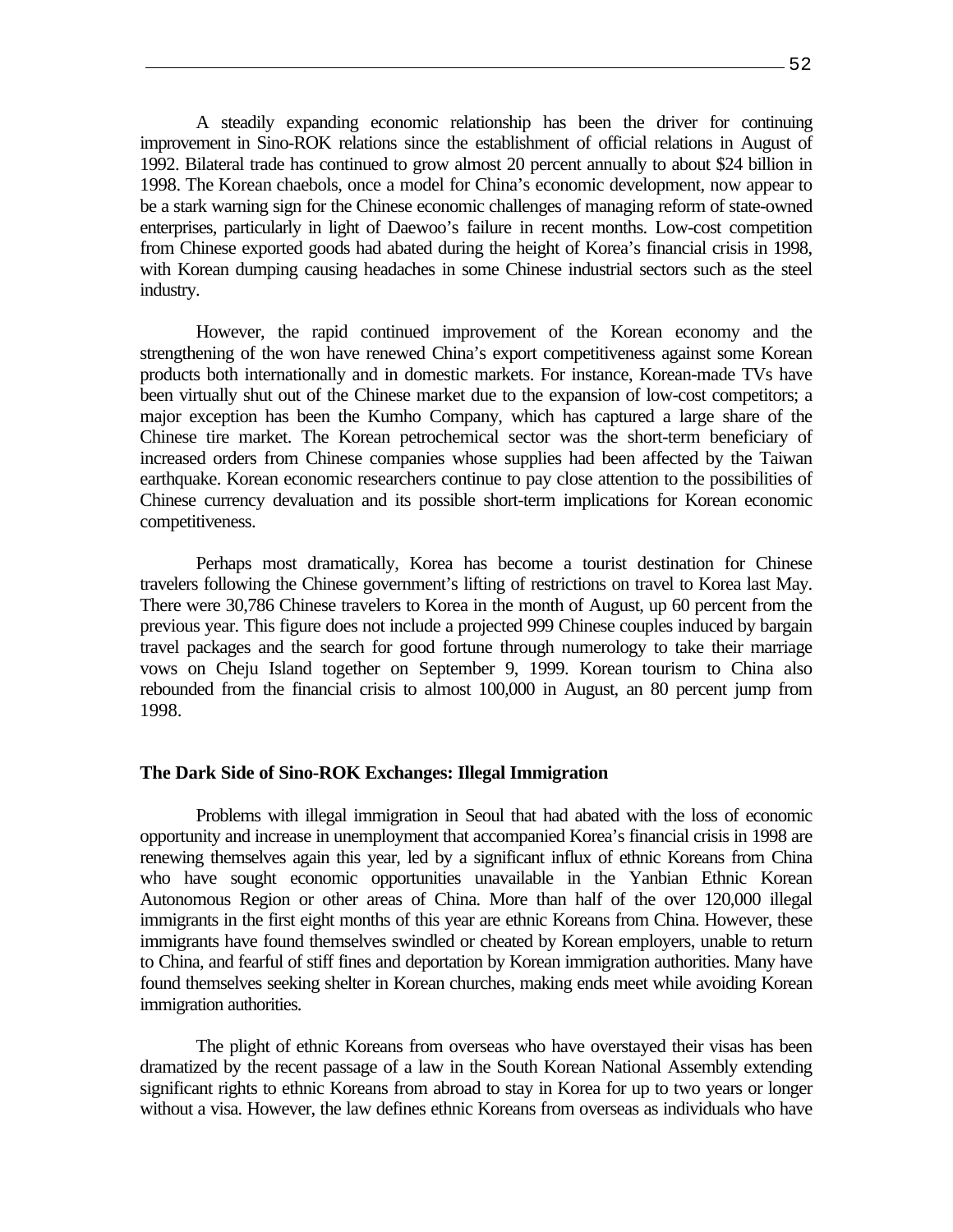A steadily expanding economic relationship has been the driver for continuing improvement in Sino-ROK relations since the establishment of official relations in August of 1992. Bilateral trade has continued to grow almost 20 percent annually to about $24 billion in 1998. The Korean chaebols, once a model for China's economic development, now appear to be a stark warning sign for the Chinese economic challenges of managing reform of state-owned enterprises, particularly in light of Daewoo's failure in recent months. Low-cost competition from Chinese exported goods had abated during the height of Korea's financial crisis in 1998, with Korean dumping causing headaches in some Chinese industrial sectors such as the steel industry.

However, the rapid continued improvement of the Korean economy and the strengthening of the won have renewed China's export competitiveness against some Korean products both internationally and in domestic markets. For instance, Korean-made TVs have been virtually shut out of the Chinese market due to the expansion of low-cost competitors; a major exception has been the Kumho Company, which has captured a large share of the Chinese tire market. The Korean petrochemical sector was the short-term beneficiary of increased orders from Chinese companies whose supplies had been affected by the Taiwan earthquake. Korean economic researchers continue to pay close attention to the possibilities of Chinese currency devaluation and its possible short-term implications for Korean economic competitiveness.

Perhaps most dramatically, Korea has become a tourist destination for Chinese travelers following the Chinese government's lifting of restrictions on travel to Korea last May. There were 30,786 Chinese travelers to Korea in the month of August, up 60 percent from the previous year. This figure does not include a projected 999 Chinese couples induced by bargain travel packages and the search for good fortune through numerology to take their marriage vows on Cheju Island together on September 9, 1999. Korean tourism to China also rebounded from the financial crisis to almost 100,000 in August, an 80 percent jump from 1998.

**The Dark Side of Sino-ROK Exchanges: Illegal Immigration**

Problems with illegal immigration in Seoul that had abated with the loss of economic opportunity and increase in unemployment that accompanied Korea's financial crisis in 1998 are renewing themselves again this year, led by a significant influx of ethnic Koreans from China who have sought economic opportunities unavailable in the Yanbian Ethnic Korean Autonomous Region or other areas of China. More than half of the over 120,000 illegal immigrants in the first eight months of this year are ethnic Koreans from China. However, these immigrants have found themselves swindled or cheated by Korean employers, unable to return to China, and fearful of stiff fines and deportation by Korean immigration authorities. Many have found themselves seeking shelter in Korean churches, making ends meet while avoiding Korean immigration authorities.

The plight of ethnic Koreans from overseas who have overstayed their visas has been dramatized by the recent passage of a law in the South Korean National Assembly extending significant rights to ethnic Koreans from abroad to stay in Korea for up to two years or longer without a visa. However, the law defines ethnic Koreans from overseas as individuals who have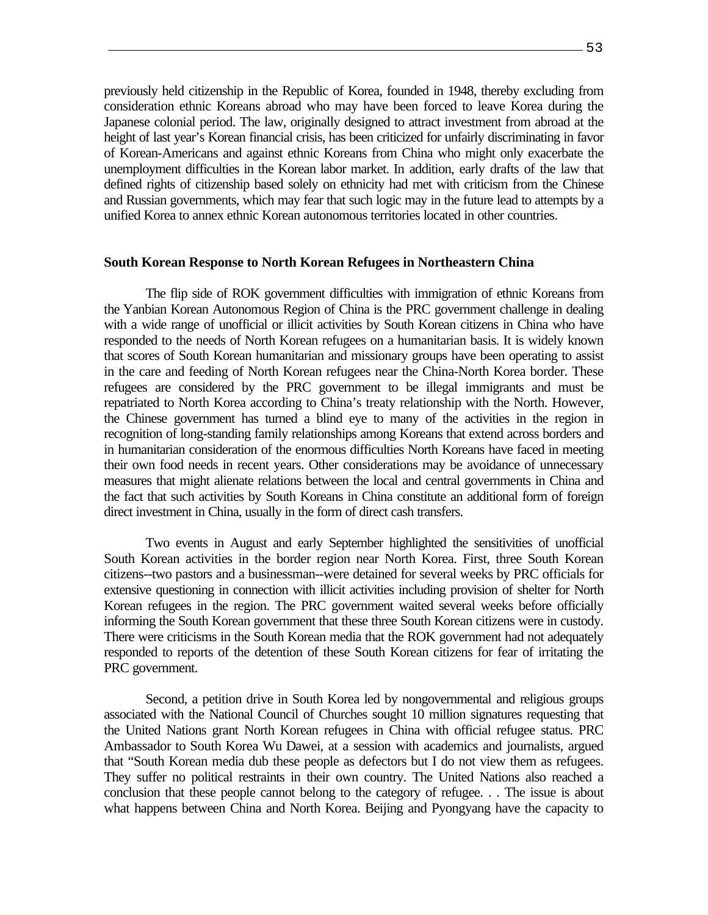previously held citizenship in the Republic of Korea, founded in 1948, thereby excluding from consideration ethnic Koreans abroad who may have been forced to leave Korea during the Japanese colonial period. The law, originally designed to attract investment from abroad at the height of last year's Korean financial crisis, has been criticized for unfairly discriminating in favor of Korean-Americans and against ethnic Koreans from China who might only exacerbate the unemployment difficulties in the Korean labor market. In addition, early drafts of the law that defined rights of citizenship based solely on ethnicity had met with criticism from the Chinese and Russian governments, which may fear that such logic may in the future lead to attempts by a unified Korea to annex ethnic Korean autonomous territories located in other countries.

**South Korean Response to North Korean Refugees in Northeastern China**

The flip side of ROK government difficulties with immigration of ethnic Koreans from the Yanbian Korean Autonomous Region of China is the PRC government challenge in dealing with a wide range of unofficial or illicit activities by South Korean citizens in China who have responded to the needs of North Korean refugees on a humanitarian basis. It is widely known that scores of South Korean humanitarian and missionary groups have been operating to assist in the care and feeding of North Korean refugees near the China-North Korea border. These refugees are considered by the PRC government to be illegal immigrants and must be repatriated to North Korea according to China's treaty relationship with the North. However, the Chinese government has turned a blind eye to many of the activities in the region in recognition of long-standing family relationships among Koreans that extend across borders and in humanitarian consideration of the enormous difficulties North Koreans have faced in meeting their own food needs in recent years. Other considerations may be avoidance of unnecessary measures that might alienate relations between the local and central governments in China and the fact that such activities by South Koreans in China constitute an additional form of foreign direct investment in China, usually in the form of direct cash transfers.

Two events in August and early September highlighted the sensitivities of unofficial South Korean activities in the border region near North Korea. First, three South Korean citizens--two pastors and a businessman--were detained for several weeks by PRC officials for extensive questioning in connection with illicit activities including provision of shelter for North Korean refugees in the region. The PRC government waited several weeks before officially informing the South Korean government that these three South Korean citizens were in custody. There were criticisms in the South Korean media that the ROK government had not adequately responded to reports of the detention of these South Korean citizens for fear of irritating the PRC government.

Second, a petition drive in South Korea led by nongovernmental and religious groups associated with the National Council of Churches sought 10 million signatures requesting that the United Nations grant North Korean refugees in China with official refugee status. PRC Ambassador to South Korea Wu Dawei, at a session with academics and journalists, argued that "South Korean media dub these people as defectors but I do not view them as refugees. They suffer no political restraints in their own country. The United Nations also reached a conclusion that these people cannot belong to the category of refugee. . . The issue is about what happens between China and North Korea. Beijing and Pyongyang have the capacity to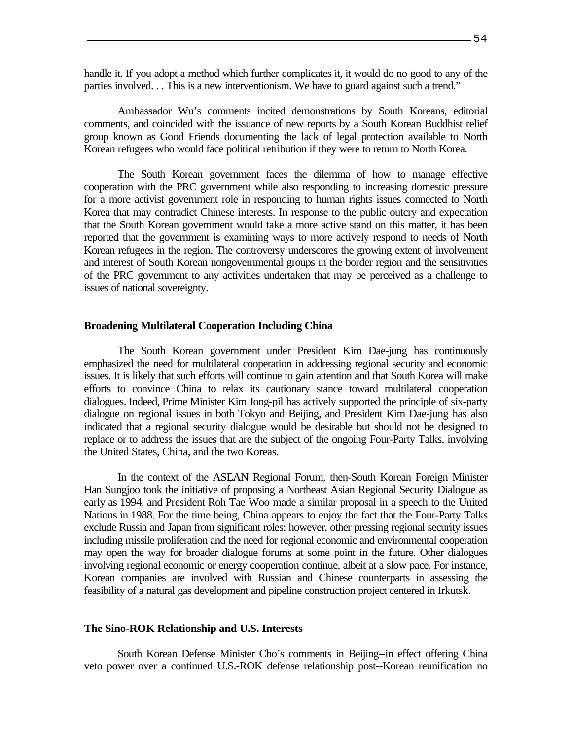handle it. If you adopt a method which further complicates it, it would do no good to any of the parties involved. . . This is a new interventionism. We have to guard against such a trend."

Ambassador Wu's comments incited demonstrations by South Koreans, editorial comments, and coincided with the issuance of new reports by a South Korean Buddhist relief group known as Good Friends documenting the lack of legal protection available to North Korean refugees who would face political retribution if they were to return to North Korea.

The South Korean government faces the dilemma of how to manage effective cooperation with the PRC government while also responding to increasing domestic pressure for a more activist government role in responding to human rights issues connected to North Korea that may contradict Chinese interests. In response to the public outcry and expectation that the South Korean government would take a more active stand on this matter, it has been reported that the government is examining ways to more actively respond to needs of North Korean refugees in the region. The controversy underscores the growing extent of involvement and interest of South Korean nongovernmental groups in the border region and the sensitivities of the PRC government to any activities undertaken that may be perceived as a challenge to issues of national sovereignty.

**Broadening Multilateral Cooperation Including China**

The South Korean government under President Kim Dae-jung has continuously emphasized the need for multilateral cooperation in addressing regional security and economic issues. It is likely that such efforts will continue to gain attention and that South Korea will make efforts to convince China to relax its cautionary stance toward multilateral cooperation dialogues. Indeed, Prime Minister Kim Jong-pil has actively supported the principle of six-party dialogue on regional issues in both Tokyo and Beijing, and President Kim Dae-jung has also indicated that a regional security dialogue would be desirable but should not be designed to replace or to address the issues that are the subject of the ongoing Four-Party Talks, involving the United States, China, and the two Koreas.

In the context of the ASEAN Regional Forum, then-South Korean Foreign Minister Han Sungjoo took the initiative of proposing a Northeast Asian Regional Security Dialogue as early as 1994, and President Roh Tae Woo made a similar proposal in a speech to the United Nations in 1988. For the time being, China appears to enjoy the fact that the Four-Party Talks exclude Russia and Japan from significant roles; however, other pressing regional security issues including missile proliferation and the need for regional economic and environmental cooperation may open the way for broader dialogue forums at some point in the future. Other dialogues involving regional economic or energy cooperation continue, albeit at a slow pace. For instance, Korean companies are involved with Russian and Chinese counterparts in assessing the feasibility of a natural gas development and pipeline construction project centered in Irkutsk.

**The Sino-ROK Relationship and U.S. Interests**

South Korean Defense Minister Cho's comments in Beijing--in effect offering China veto power over a continued U.S.-ROK defense relationship post--Korean reunification no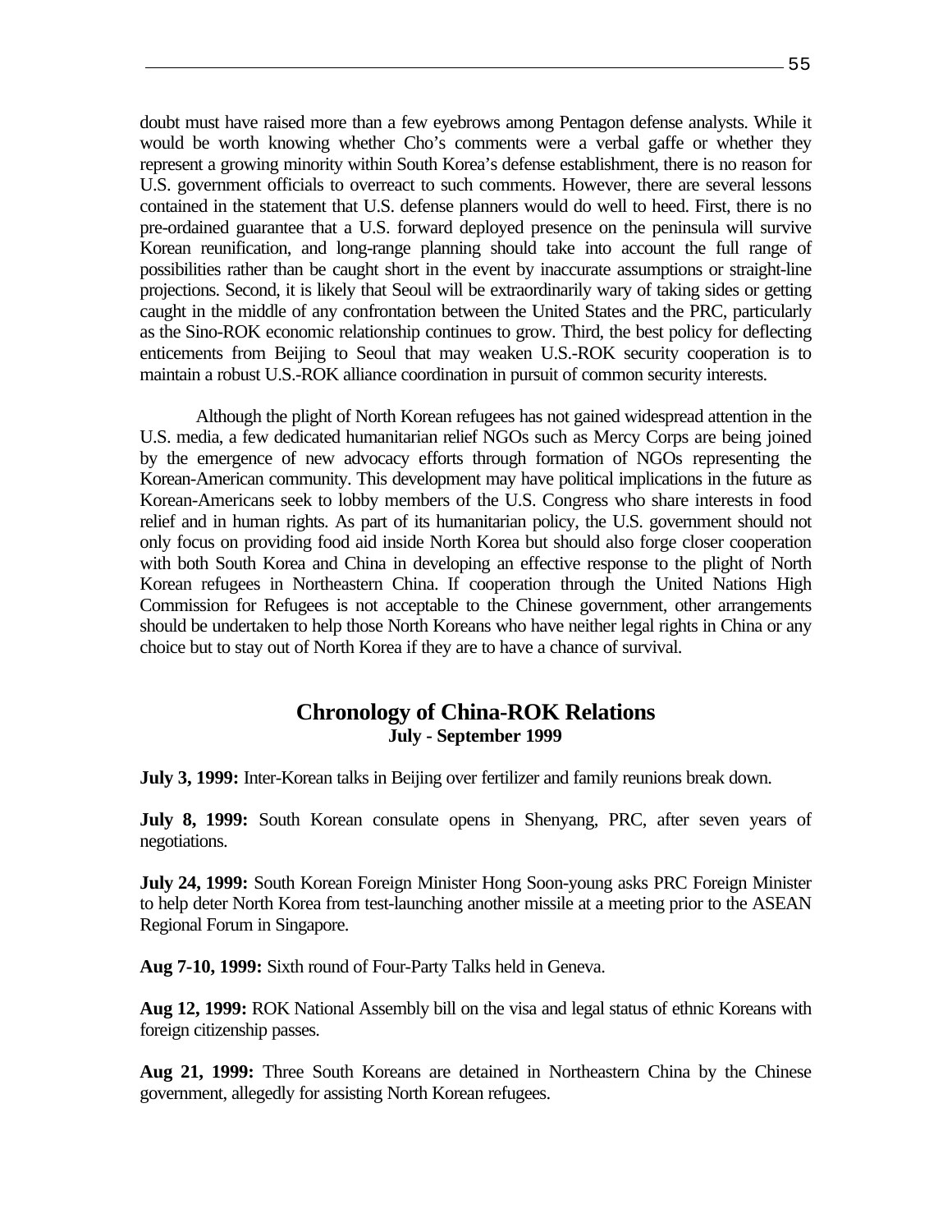doubt must have raised more than a few eyebrows among Pentagon defense analysts. While it would be worth knowing whether Cho's comments were a verbal gaffe or whether they represent a growing minority within South Korea's defense establishment, there is no reason for U.S. government officials to overreact to such comments. However, there are several lessons contained in the statement that U.S. defense planners would do well to heed. First, there is no pre-ordained guarantee that a U.S. forward deployed presence on the peninsula will survive Korean reunification, and long-range planning should take into account the full range of possibilities rather than be caught short in the event by inaccurate assumptions or straight-line projections. Second, it is likely that Seoul will be extraordinarily wary of taking sides or getting caught in the middle of any confrontation between the United States and the PRC, particularly as the Sino-ROK economic relationship continues to grow. Third, the best policy for deflecting enticements from Beijing to Seoul that may weaken U.S.-ROK security cooperation is to maintain a robust U.S.-ROK alliance coordination in pursuit of common security interests.

Although the plight of North Korean refugees has not gained widespread attention in the U.S. media, a few dedicated humanitarian relief NGOs such as Mercy Corps are being joined by the emergence of new advocacy efforts through formation of NGOs representing the Korean-American community. This development may have political implications in the future as Korean-Americans seek to lobby members of the U.S. Congress who share interests in food relief and in human rights. As part of its humanitarian policy, the U.S. government should not only focus on providing food aid inside North Korea but should also forge closer cooperation with both South Korea and China in developing an effective response to the plight of North Korean refugees in Northeastern China. If cooperation through the United Nations High Commission for Refugees is not acceptable to the Chinese government, other arrangements should be undertaken to help those North Koreans who have neither legal rights in China or any choice but to stay out of North Korea if they are to have a chance of survival.

## Chronology of China-ROK Relations
### July - September 1999

**July 3, 1999:** Inter-Korean talks in Beijing over fertilizer and family reunions break down.

**July 8, 1999:** South Korean consulate opens in Shenyang, PRC, after seven years of negotiations.

**July 24, 1999:** South Korean Foreign Minister Hong Soon-young asks PRC Foreign Minister to help deter North Korea from test-launching another missile at a meeting prior to the ASEAN Regional Forum in Singapore.

**Aug 7-10, 1999:** Sixth round of Four-Party Talks held in Geneva.

**Aug 12, 1999:** ROK National Assembly bill on the visa and legal status of ethnic Koreans with foreign citizenship passes.

**Aug 21, 1999:** Three South Koreans are detained in Northeastern China by the Chinese government, allegedly for assisting North Korean refugees.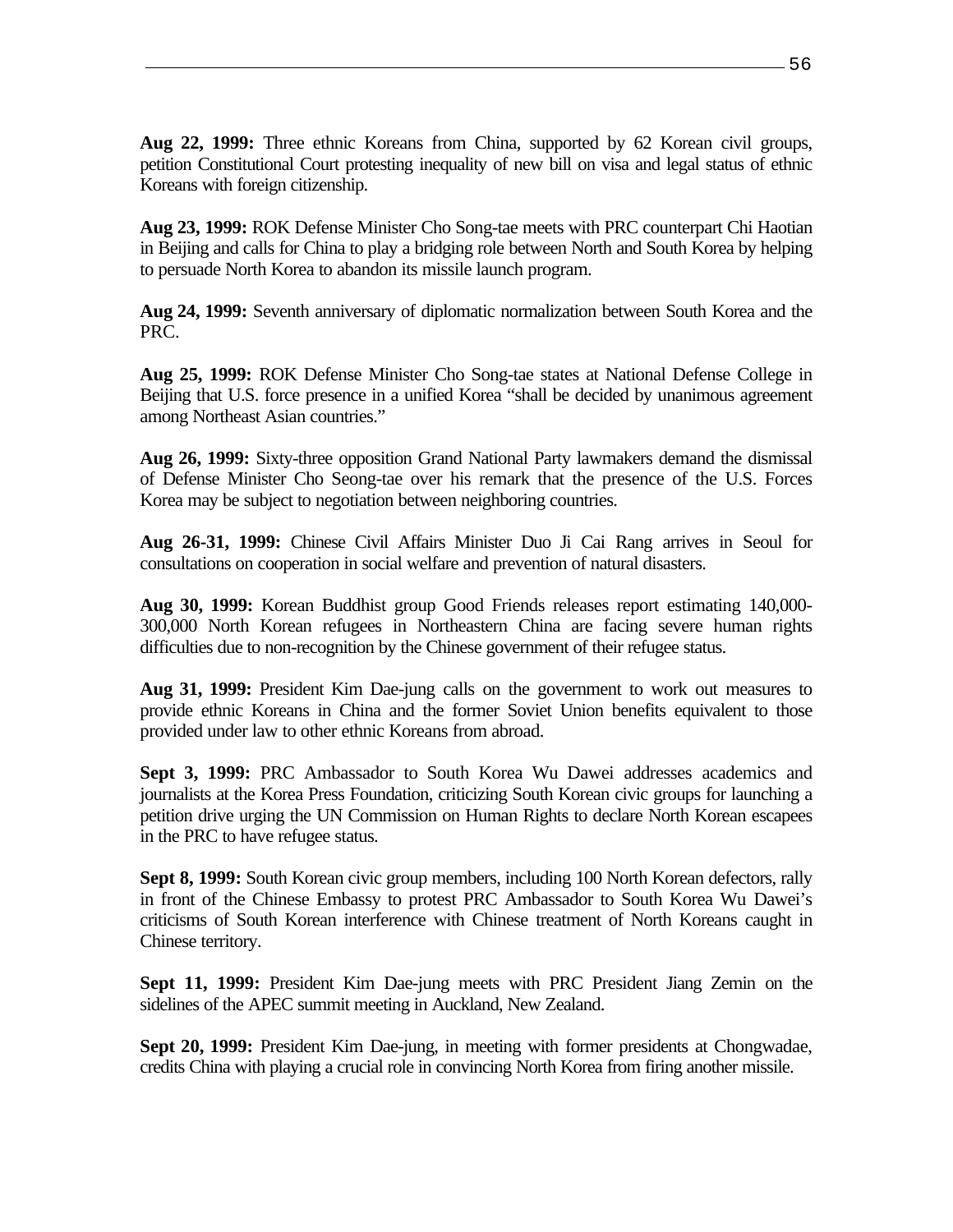**Aug 22, 1999:** Three ethnic Koreans from China, supported by 62 Korean civil groups, petition Constitutional Court protesting inequality of new bill on visa and legal status of ethnic Koreans with foreign citizenship.

**Aug 23, 1999:** ROK Defense Minister Cho Song-tae meets with PRC counterpart Chi Haotian in Beijing and calls for China to play a bridging role between North and South Korea by helping to persuade North Korea to abandon its missile launch program.

**Aug 24, 1999:** Seventh anniversary of diplomatic normalization between South Korea and the PRC.

**Aug 25, 1999:** ROK Defense Minister Cho Song-tae states at National Defense College in Beijing that U.S. force presence in a unified Korea "shall be decided by unanimous agreement among Northeast Asian countries."

**Aug 26, 1999:** Sixty-three opposition Grand National Party lawmakers demand the dismissal of Defense Minister Cho Seong-tae over his remark that the presence of the U.S. Forces Korea may be subject to negotiation between neighboring countries.

**Aug 26-31, 1999:** Chinese Civil Affairs Minister Duo Ji Cai Rang arrives in Seoul for consultations on cooperation in social welfare and prevention of natural disasters.

**Aug 30, 1999:** Korean Buddhist group Good Friends releases report estimating 140,000-300,000 North Korean refugees in Northeastern China are facing severe human rights difficulties due to non-recognition by the Chinese government of their refugee status.

**Aug 31, 1999:** President Kim Dae-jung calls on the government to work out measures to provide ethnic Koreans in China and the former Soviet Union benefits equivalent to those provided under law to other ethnic Koreans from abroad.

**Sept 3, 1999:** PRC Ambassador to South Korea Wu Dawei addresses academics and journalists at the Korea Press Foundation, criticizing South Korean civic groups for launching a petition drive urging the UN Commission on Human Rights to declare North Korean escapees in the PRC to have refugee status.

**Sept 8, 1999:** South Korean civic group members, including 100 North Korean defectors, rally in front of the Chinese Embassy to protest PRC Ambassador to South Korea Wu Dawei's criticisms of South Korean interference with Chinese treatment of North Koreans caught in Chinese territory.

**Sept 11, 1999:** President Kim Dae-jung meets with PRC President Jiang Zemin on the sidelines of the APEC summit meeting in Auckland, New Zealand.

**Sept 20, 1999:** President Kim Dae-jung, in meeting with former presidents at Chongwadae, credits China with playing a crucial role in convincing North Korea from firing another missile.